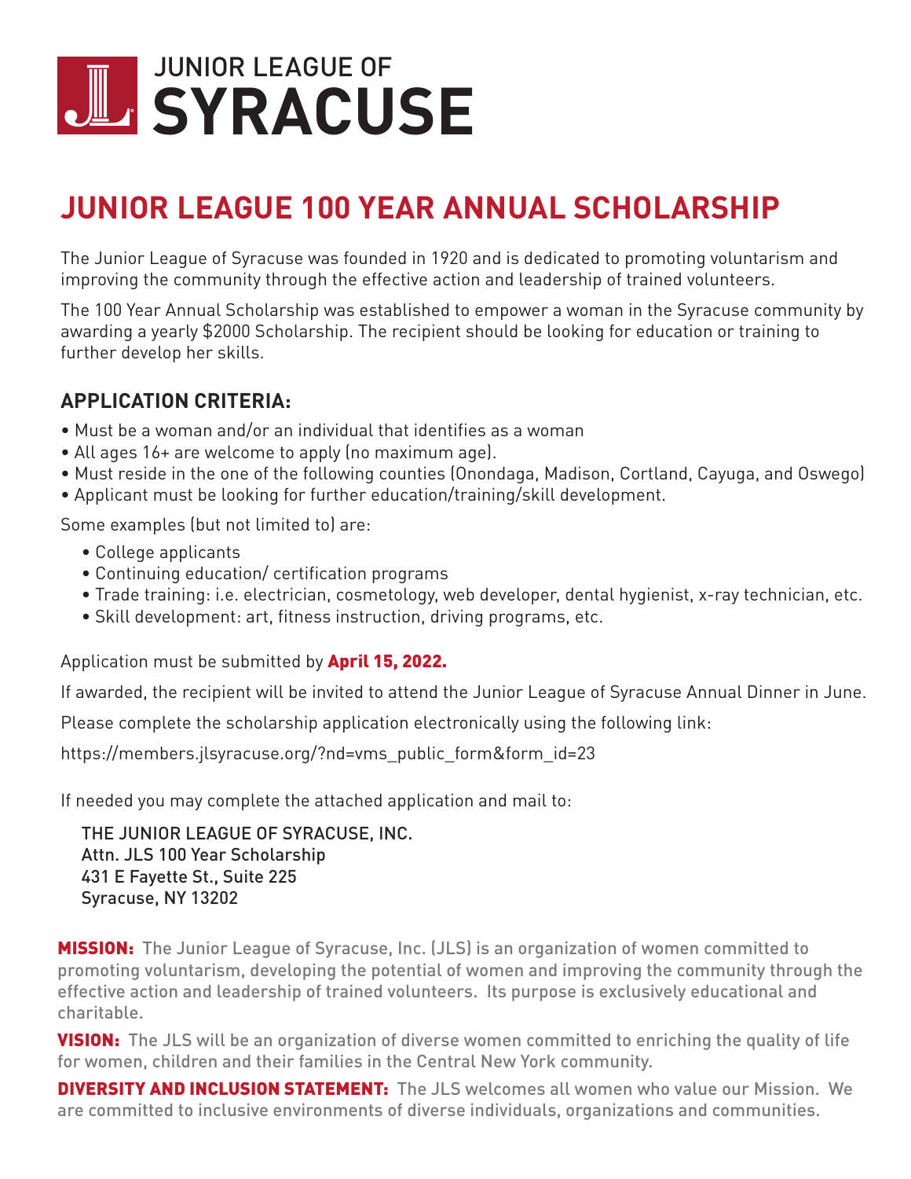# JUNIOR LEAGUE OF SYRACUSE

## JUNIOR LEAGUE 100 YEAR ANNUAL SCHOLARSHIP

The Junior League of Syracuse was founded in 1920 and is dedicated to promoting voluntarism and improving the community through the effective action and leadership of trained volunteers.

The 100 Year Annual Scholarship was established to empower a woman in the Syracuse community by awarding a yearly $2000 Scholarship. The recipient should be looking for education or training to further develop her skills.

### APPLICATION CRITERIA:

- Must be a woman and/or an individual that identifies as a woman
- All ages 16+ are welcome to apply (no maximum age).
- Must reside in the one of the following counties (Onondaga, Madison, Cortland, Cayuga, and Oswego)
- Applicant must be looking for further education/training/skill development.

Some examples (but not limited to) are:

- College applicants
- Continuing education/ certification programs
- Trade training: i.e. electrician, cosmetology, web developer, dental hygienist, x-ray technician, etc.
- Skill development: art, fitness instruction, driving programs, etc.

Application must be submitted by **April 15, 2022.**

If awarded, the recipient will be invited to attend the Junior League of Syracuse Annual Dinner in June.

Please complete the scholarship application electronically using the following link:

https://members.jlsyracuse.org/?nd=vms_public_form&form_id=23

If needed you may complete the attached application and mail to:

THE JUNIOR LEAGUE OF SYRACUSE, INC.
Attn. JLS 100 Year Scholarship
431 E Fayette St., Suite 225
Syracuse, NY 13202

**MISSION:** The Junior League of Syracuse, Inc. (JLS) is an organization of women committed to promoting voluntarism, developing the potential of women and improving the community through the effective action and leadership of trained volunteers. Its purpose is exclusively educational and charitable.

**VISION:** The JLS will be an organization of diverse women committed to enriching the quality of life for women, children and their families in the Central New York community.

**DIVERSITY AND INCLUSION STATEMENT:** The JLS welcomes all women who value our Mission. We are committed to inclusive environments of diverse individuals, organizations and communities.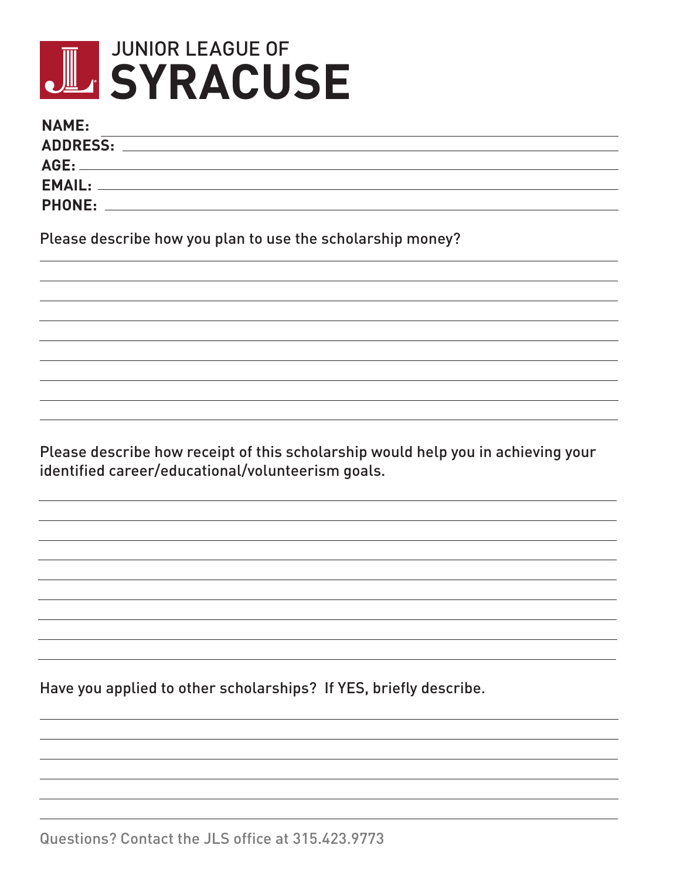# JUNIOR LEAGUE OF SYRACUSE

**NAME:** ______________________________

**ADDRESS:** ______________________________

**AGE:** ______________________________

**EMAIL:** ______________________________

**PHONE:** ______________________________

Please describe how you plan to use the scholarship money?

Please describe how receipt of this scholarship would help you in achieving your identified career/educational/volunteerism goals.

Have you applied to other scholarships? If YES, briefly describe.

Questions? Contact the JLS office at 315.423.9773